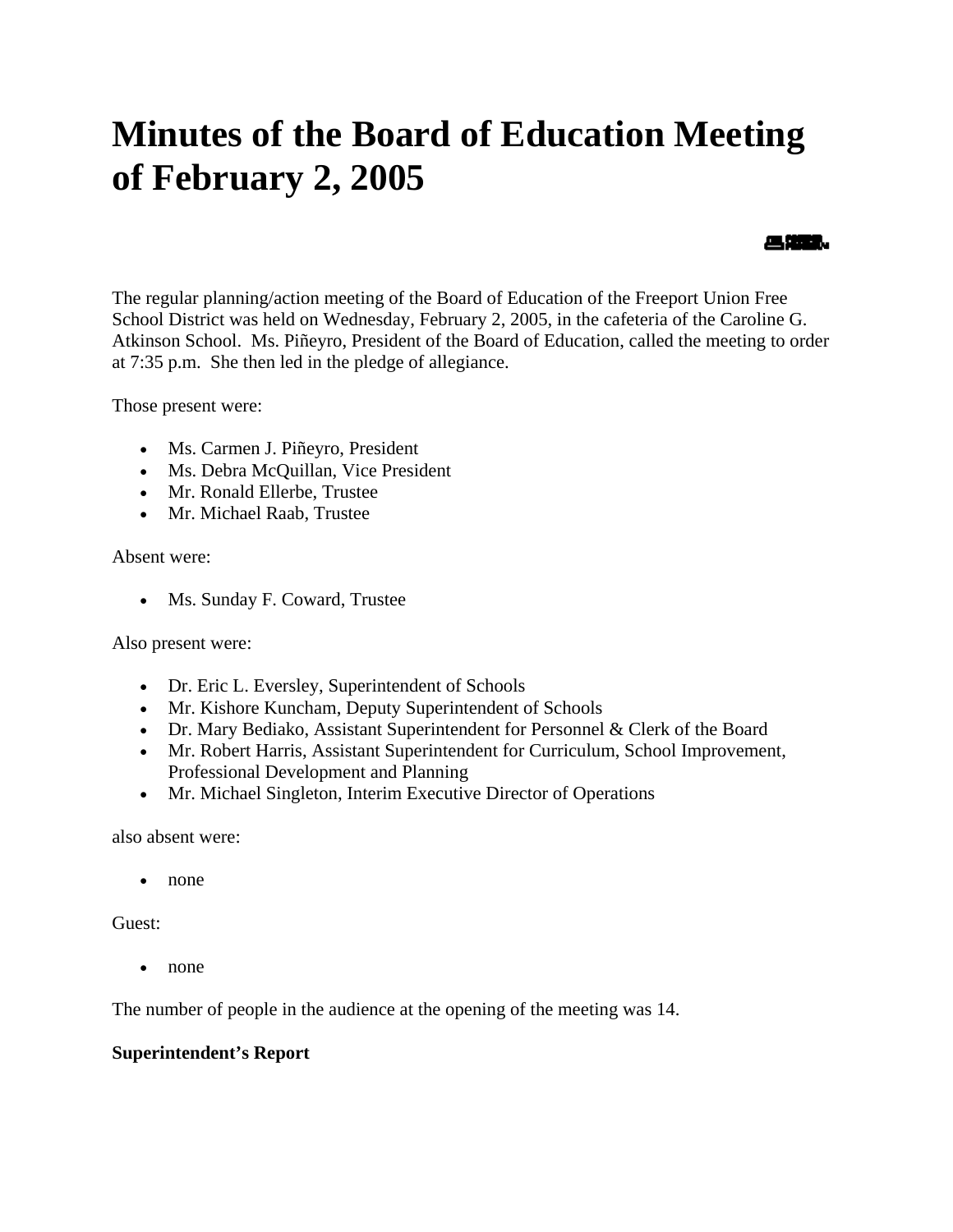# Minutes of the Board of Education Meeting of February 2, 2005

The regular planning/action meeting of the Board of Education of the Freeport Union Free School District was held on Wednesday, February 2, 2005, in the cafeteria of the Caroline G. Atkinson School.  Ms. Piñeyro, President of the Board of Education, called the meeting to order at 7:35 p.m.  She then led in the pledge of allegiance.

Those present were:

- Ms. Carmen J. Piñeyro, President
- Ms. Debra McQuillan, Vice President
- Mr. Ronald Ellerbe, Trustee
- Mr. Michael Raab, Trustee

Absent were:

- Ms. Sunday F. Coward, Trustee

Also present were:

- Dr. Eric L. Eversley, Superintendent of Schools
- Mr. Kishore Kuncham, Deputy Superintendent of Schools
- Dr. Mary Bediako, Assistant Superintendent for Personnel & Clerk of the Board
- Mr. Robert Harris, Assistant Superintendent for Curriculum, School Improvement, Professional Development and Planning
- Mr. Michael Singleton, Interim Executive Director of Operations

also absent were:

- none

Guest:

- none

The number of people in the audience at the opening of the meeting was 14.

**Superintendent's Report**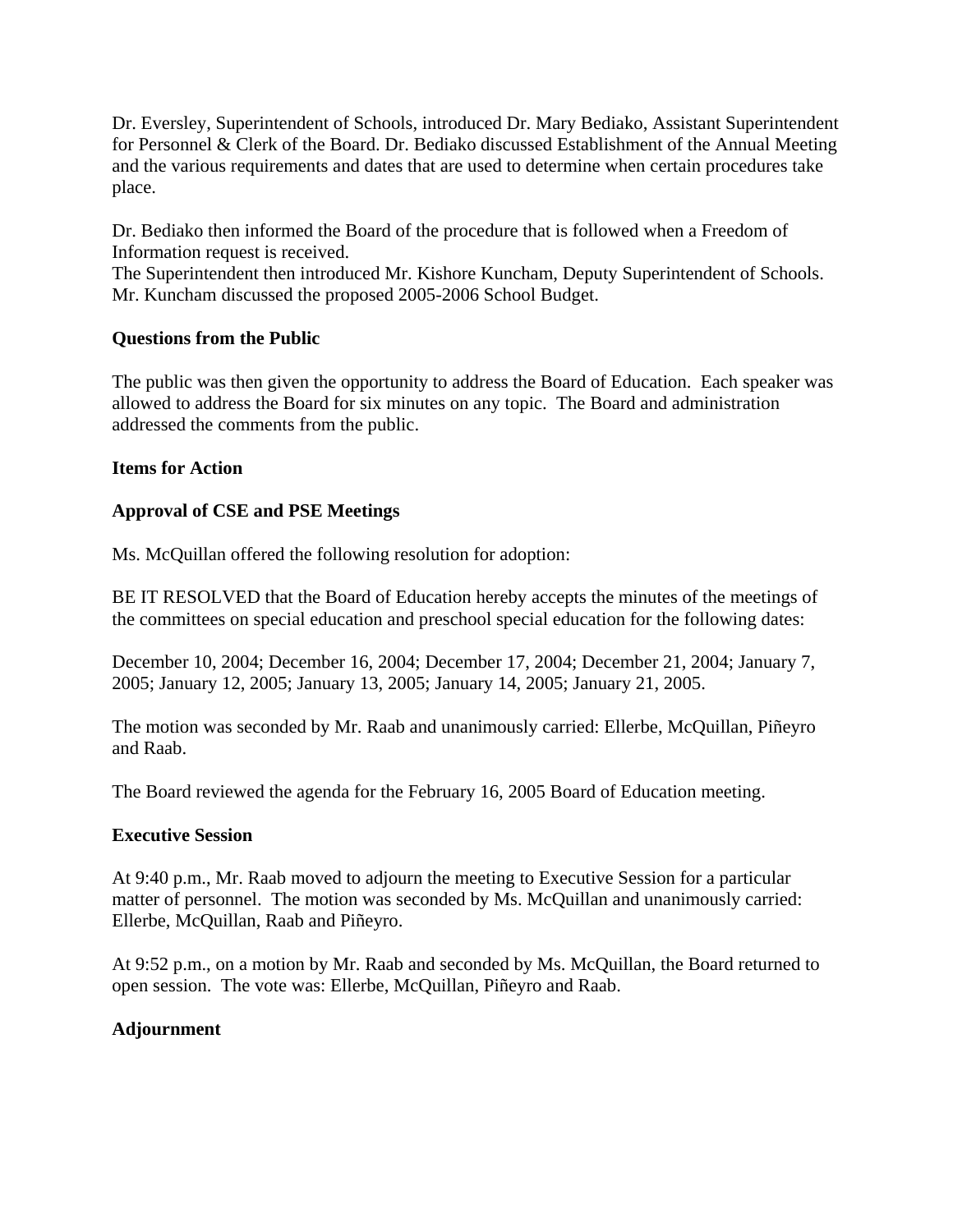Dr. Eversley, Superintendent of Schools, introduced Dr. Mary Bediako, Assistant Superintendent for Personnel & Clerk of the Board. Dr. Bediako discussed Establishment of the Annual Meeting and the various requirements and dates that are used to determine when certain procedures take place.

Dr. Bediako then informed the Board of the procedure that is followed when a Freedom of Information request is received.
The Superintendent then introduced Mr. Kishore Kuncham, Deputy Superintendent of Schools. Mr. Kuncham discussed the proposed 2005-2006 School Budget.

**Questions from the Public**

The public was then given the opportunity to address the Board of Education. Each speaker was allowed to address the Board for six minutes on any topic. The Board and administration addressed the comments from the public.

**Items for Action**

**Approval of CSE and PSE Meetings**

Ms. McQuillan offered the following resolution for adoption:

BE IT RESOLVED that the Board of Education hereby accepts the minutes of the meetings of the committees on special education and preschool special education for the following dates:

December 10, 2004; December 16, 2004; December 17, 2004; December 21, 2004; January 7, 2005; January 12, 2005; January 13, 2005; January 14, 2005; January 21, 2005.

The motion was seconded by Mr. Raab and unanimously carried: Ellerbe, McQuillan, Piñeyro and Raab.

The Board reviewed the agenda for the February 16, 2005 Board of Education meeting.

**Executive Session**

At 9:40 p.m., Mr. Raab moved to adjourn the meeting to Executive Session for a particular matter of personnel. The motion was seconded by Ms. McQuillan and unanimously carried: Ellerbe, McQuillan, Raab and Piñeyro.

At 9:52 p.m., on a motion by Mr. Raab and seconded by Ms. McQuillan, the Board returned to open session. The vote was: Ellerbe, McQuillan, Piñeyro and Raab.

**Adjournment**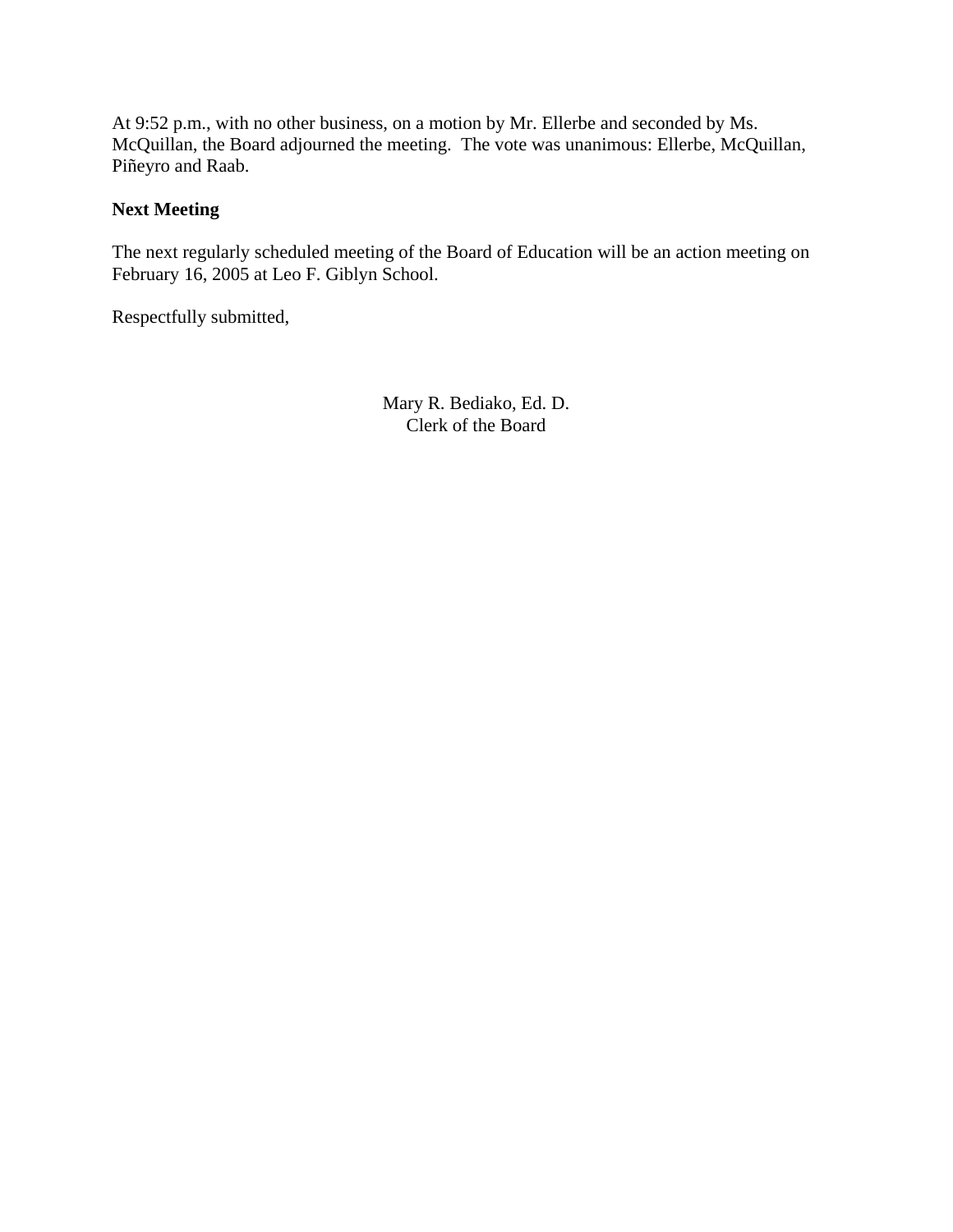At 9:52 p.m., with no other business, on a motion by Mr. Ellerbe and seconded by Ms. McQuillan, the Board adjourned the meeting. The vote was unanimous: Ellerbe, McQuillan, Piñeyro and Raab.

**Next Meeting**

The next regularly scheduled meeting of the Board of Education will be an action meeting on February 16, 2005 at Leo F. Giblyn School.

Respectfully submitted,

Mary R. Bediako, Ed. D.
Clerk of the Board